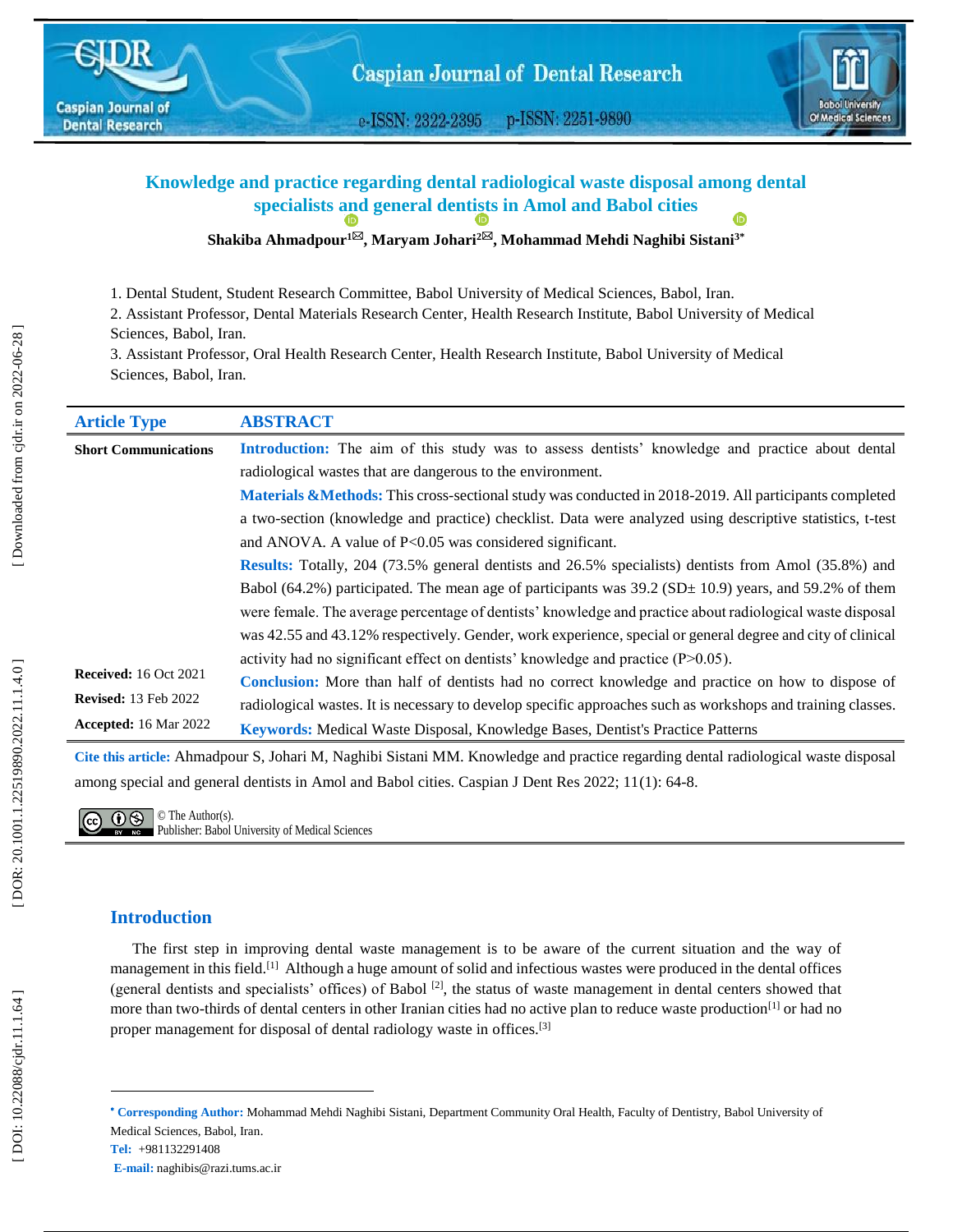# Knowledge and practice regarding dental radiological waste disposal among dental specialists and general dentists in Amol and Babol cities

**Shakiba Ahmadpour[1], Maryam Johari[2], Mohammad Mehdi Naghibi Sistani[3*]**

1. Dental Student, Student Research Committee, Babol University of Medical Sciences, Babol, Iran.
2. Assistant Professor, Dental Materials Research Center, Health Research Institute, Babol University of Medical Sciences, Babol, Iran.
3. Assistant Professor, Oral Health Research Center, Health Research Institute, Babol University of Medical Sciences, Babol, Iran.

**Article Type**

**Short Communications**

**Received:** 16 Oct 2021
**Revised:** 13 Feb 2022
**Accepted:** 16 Mar 2022

## ABSTRACT

**Introduction:** The aim of this study was to assess dentists' knowledge and practice about dental radiological wastes that are dangerous to the environment.

**Materials &Methods:** This cross-sectional study was conducted in 2018-2019. All participants completed a two-section (knowledge and practice) checklist. Data were analyzed using descriptive statistics, t-test and ANOVA. A value of $P<0.05$ was considered significant.

**Results:** Totally, 204 (73.5% general dentists and 26.5% specialists) dentists from Amol (35.8%) and Babol (64.2%) participated. The mean age of participants was 39.2 (SD± 10.9) years, and 59.2% of them were female. The average percentage of dentists' knowledge and practice about radiological waste disposal was 42.55 and 43.12% respectively. Gender, work experience, special or general degree and city of clinical activity had no significant effect on dentists' knowledge and practice ($P>0.05$).

**Conclusion:** More than half of dentists had no correct knowledge and practice on how to dispose of radiological wastes. It is necessary to develop specific approaches such as workshops and training classes.

**Keywords:** Medical Waste Disposal, Knowledge Bases, Dentist's Practice Patterns

**Cite this article:** Ahmadpour S, Johari M, Naghibi Sistani MM. Knowledge and practice regarding dental radiological waste disposal among special and general dentists in Amol and Babol cities. Caspian J Dent Res 2022; 11(1): 64-8.

© The Author(s).
Publisher: Babol University of Medical Sciences

## Introduction

The first step in improving dental waste management is to be aware of the current situation and the way of management in this field.[1] Although a huge amount of solid and infectious wastes were produced in the dental offices (general dentists and specialists' offices) of Babol [2], the status of waste management in dental centers showed that more than two-thirds of dental centers in other Iranian cities had no active plan to reduce waste production[1] or had no proper management for disposal of dental radiology waste in offices.[3]

---

* **Corresponding Author:** Mohammad Mehdi Naghibi Sistani, Department Community Oral Health, Faculty of Dentistry, Babol University of Medical Sciences, Babol, Iran.
**Tel:** +981132291408
**E-mail:** naghibis@razi.tums.ac.ir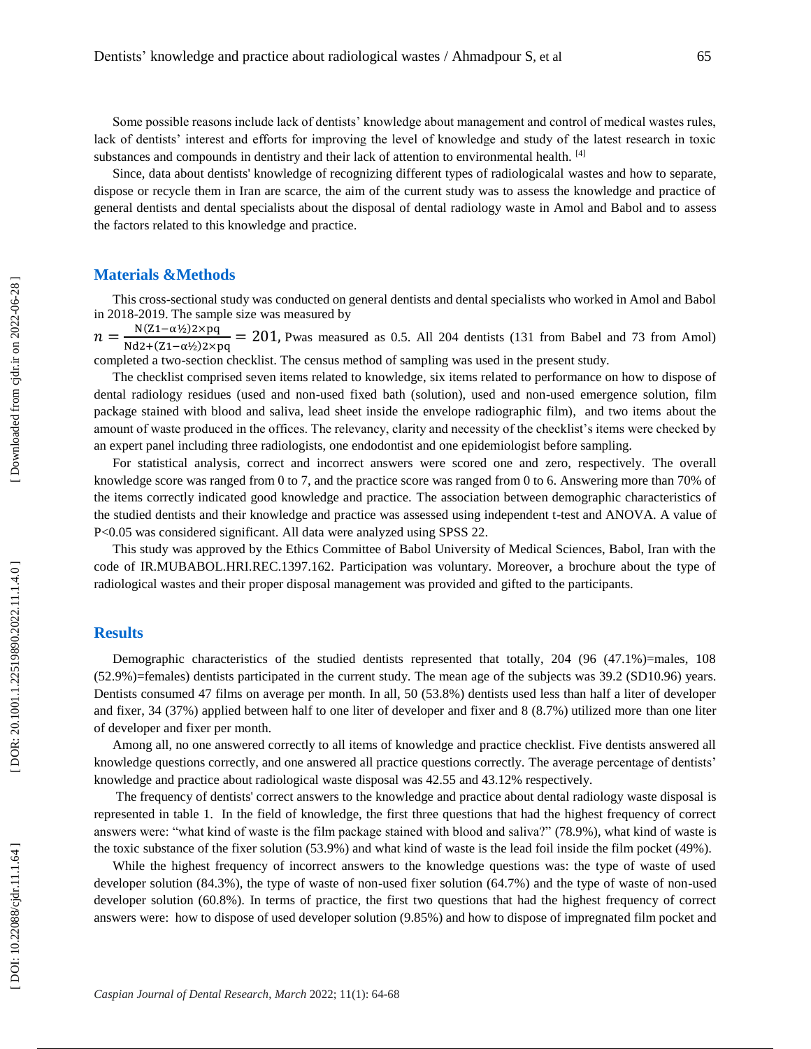Some possible reasons include lack of dentists' knowledge about management and control of medical wastes rules, lack of dentists' interest and efforts for improving the level of knowledge and study of the latest research in toxic substances and compounds in dentistry and their lack of attention to environmental health. [4]

Since, data about dentists' knowledge of recognizing different types of radiologicalal wastes and how to separate, dispose or recycle them in Iran are scarce, the aim of the current study was to assess the knowledge and practice of general dentists and dental specialists about the disposal of dental radiology waste in Amol and Babol and to assess the factors related to this knowledge and practice.

## Materials &Methods

This cross-sectional study was conducted on general dentists and dental specialists who worked in Amol and Babol in 2018-2019. The sample size was measured by

$n = \frac{N(Z1-\alpha½)2\times pq}{Nd2+(Z1-\alpha½)2\times pq} = 201$, Pwas measured as 0.5. All 204 dentists (131 from Babel and 73 from Amol) completed a two-section checklist. The census method of sampling was used in the present study.

The checklist comprised seven items related to knowledge, six items related to performance on how to dispose of dental radiology residues (used and non-used fixed bath (solution), used and non-used emergence solution, film package stained with blood and saliva, lead sheet inside the envelope radiographic film), and two items about the amount of waste produced in the offices. The relevancy, clarity and necessity of the checklist's items were checked by an expert panel including three radiologists, one endodontist and one epidemiologist before sampling.

For statistical analysis, correct and incorrect answers were scored one and zero, respectively. The overall knowledge score was ranged from 0 to 7, and the practice score was ranged from 0 to 6. Answering more than 70% of the items correctly indicated good knowledge and practice. The association between demographic characteristics of the studied dentists and their knowledge and practice was assessed using independent t-test and ANOVA. A value of P<0.05 was considered significant. All data were analyzed using SPSS 22.

This study was approved by the Ethics Committee of Babol University of Medical Sciences, Babol, Iran with the code of IR.MUBABOL.HRI.REC.1397.162. Participation was voluntary. Moreover, a brochure about the type of radiological wastes and their proper disposal management was provided and gifted to the participants.

## Results

Demographic characteristics of the studied dentists represented that totally, 204 (96 (47.1%)=males, 108 (52.9%)=females) dentists participated in the current study. The mean age of the subjects was 39.2 (SD10.96) years. Dentists consumed 47 films on average per month. In all, 50 (53.8%) dentists used less than half a liter of developer and fixer, 34 (37%) applied between half to one liter of developer and fixer and 8 (8.7%) utilized more than one liter of developer and fixer per month.

Among all, no one answered correctly to all items of knowledge and practice checklist. Five dentists answered all knowledge questions correctly, and one answered all practice questions correctly. The average percentage of dentists' knowledge and practice about radiological waste disposal was 42.55 and 43.12% respectively.

The frequency of dentists' correct answers to the knowledge and practice about dental radiology waste disposal is represented in table 1. In the field of knowledge, the first three questions that had the highest frequency of correct answers were: "what kind of waste is the film package stained with blood and saliva?" (78.9%), what kind of waste is the toxic substance of the fixer solution (53.9%) and what kind of waste is the lead foil inside the film pocket (49%).

While the highest frequency of incorrect answers to the knowledge questions was: the type of waste of used developer solution (84.3%), the type of waste of non-used fixer solution (64.7%) and the type of waste of non-used developer solution (60.8%). In terms of practice, the first two questions that had the highest frequency of correct answers were: how to dispose of used developer solution (9.85%) and how to dispose of impregnated film pocket and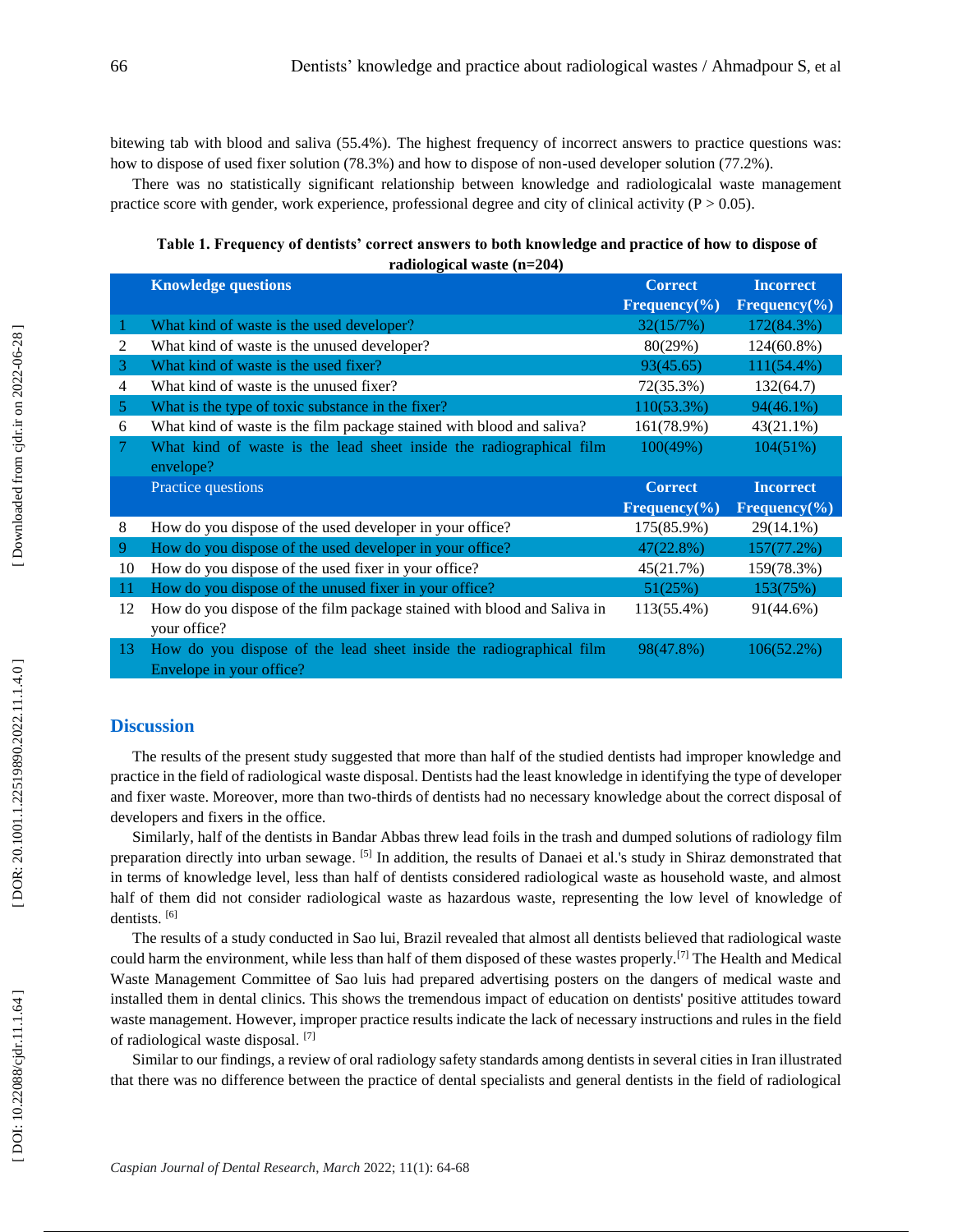bitewing tab with blood and saliva (55.4%). The highest frequency of incorrect answers to practice questions was: how to dispose of used fixer solution (78.3%) and how to dispose of non-used developer solution (77.2%).

There was no statistically significant relationship between knowledge and radiologicalal waste management practice score with gender, work experience, professional degree and city of clinical activity ($P > 0.05$).

**Table 1. Frequency of dentists' correct answers to both knowledge and practice of how to dispose of radiological waste (n=204)**

| | Knowledge questions | Correct Frequency(%) | Incorrect Frequency(%) |
|---|---|---|---|
| 1 | What kind of waste is the used developer? | 32(15/7%) | 172(84.3%) |
| 2 | What kind of waste is the unused developer? | 80(29%) | 124(60.8%) |
| 3 | What kind of waste is the used fixer? | 93(45.65) | 111(54.4%) |
| 4 | What kind of waste is the unused fixer? | 72(35.3%) | 132(64.7) |
| 5 | What is the type of toxic substance in the fixer? | 110(53.3%) | 94(46.1%) |
| 6 | What kind of waste is the film package stained with blood and saliva? | 161(78.9%) | 43(21.1%) |
| 7 | What kind of waste is the lead sheet inside the radiographical film envelope? | 100(49%) | 104(51%) |
| | Practice questions | Correct Frequency(%) | Incorrect Frequency(%) |
| 8 | How do you dispose of the used developer in your office? | 175(85.9%) | 29(14.1%) |
| 9 | How do you dispose of the used developer in your office? | 47(22.8%) | 157(77.2%) |
| 10 | How do you dispose of the used fixer in your office? | 45(21.7%) | 159(78.3%) |
| 11 | How do you dispose of the unused fixer in your office? | 51(25%) | 153(75%) |
| 12 | How do you dispose of the film package stained with blood and Saliva in your office? | 113(55.4%) | 91(44.6%) |
| 13 | How do you dispose of the lead sheet inside the radiographical film Envelope in your office? | 98(47.8%) | 106(52.2%) |

## Discussion

The results of the present study suggested that more than half of the studied dentists had improper knowledge and practice in the field of radiological waste disposal. Dentists had the least knowledge in identifying the type of developer and fixer waste. Moreover, more than two-thirds of dentists had no necessary knowledge about the correct disposal of developers and fixers in the office.

Similarly, half of the dentists in Bandar Abbas threw lead foils in the trash and dumped solutions of radiology film preparation directly into urban sewage. [5] In addition, the results of Danaei et al.'s study in Shiraz demonstrated that in terms of knowledge level, less than half of dentists considered radiological waste as household waste, and almost half of them did not consider radiological waste as hazardous waste, representing the low level of knowledge of dentists. [6]

The results of a study conducted in Sao lui, Brazil revealed that almost all dentists believed that radiological waste could harm the environment, while less than half of them disposed of these wastes properly.[7] The Health and Medical Waste Management Committee of Sao luis had prepared advertising posters on the dangers of medical waste and installed them in dental clinics. This shows the tremendous impact of education on dentists' positive attitudes toward waste management. However, improper practice results indicate the lack of necessary instructions and rules in the field of radiological waste disposal. [7]

Similar to our findings, a review of oral radiology safety standards among dentists in several cities in Iran illustrated that there was no difference between the practice of dental specialists and general dentists in the field of radiological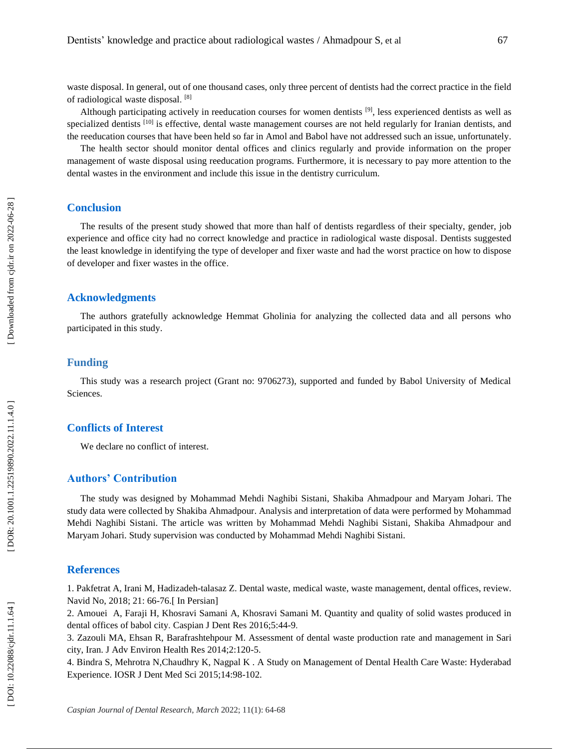waste disposal. In general, out of one thousand cases, only three percent of dentists had the correct practice in the field of radiological waste disposal. [8]

Although participating actively in reeducation courses for women dentists [9], less experienced dentists as well as specialized dentists [10] is effective, dental waste management courses are not held regularly for Iranian dentists, and the reeducation courses that have been held so far in Amol and Babol have not addressed such an issue, unfortunately.

The health sector should monitor dental offices and clinics regularly and provide information on the proper management of waste disposal using reeducation programs. Furthermore, it is necessary to pay more attention to the dental wastes in the environment and include this issue in the dentistry curriculum.

## Conclusion

The results of the present study showed that more than half of dentists regardless of their specialty, gender, job experience and office city had no correct knowledge and practice in radiological waste disposal. Dentists suggested the least knowledge in identifying the type of developer and fixer waste and had the worst practice on how to dispose of developer and fixer wastes in the office.

## Acknowledgments

The authors gratefully acknowledge Hemmat Gholinia for analyzing the collected data and all persons who participated in this study.

## Funding

This study was a research project (Grant no: 9706273), supported and funded by Babol University of Medical Sciences.

## Conflicts of Interest

We declare no conflict of interest.

## Authors' Contribution

The study was designed by Mohammad Mehdi Naghibi Sistani, Shakiba Ahmadpour and Maryam Johari. The study data were collected by Shakiba Ahmadpour. Analysis and interpretation of data were performed by Mohammad Mehdi Naghibi Sistani. The article was written by Mohammad Mehdi Naghibi Sistani, Shakiba Ahmadpour and Maryam Johari. Study supervision was conducted by Mohammad Mehdi Naghibi Sistani.

## References

1. Pakfetrat A, Irani M, Hadizadeh-talasaz Z. Dental waste, medical waste, waste management, dental offices, review. Navid No, 2018; 21: 66-76.[ In Persian]
2. Amouei A, Faraji H, Khosravi Samani A, Khosravi Samani M. Quantity and quality of solid wastes produced in dental offices of babol city. Caspian J Dent Res 2016;5:44-9.
3. Zazouli MA, Ehsan R, Barafrashtehpour M. Assessment of dental waste production rate and management in Sari city, Iran. J Adv Environ Health Res 2014;2:120-5.
4. Bindra S, Mehrotra N,Chaudhry K, Nagpal K . A Study on Management of Dental Health Care Waste: Hyderabad Experience. IOSR J Dent Med Sci 2015;14:98-102.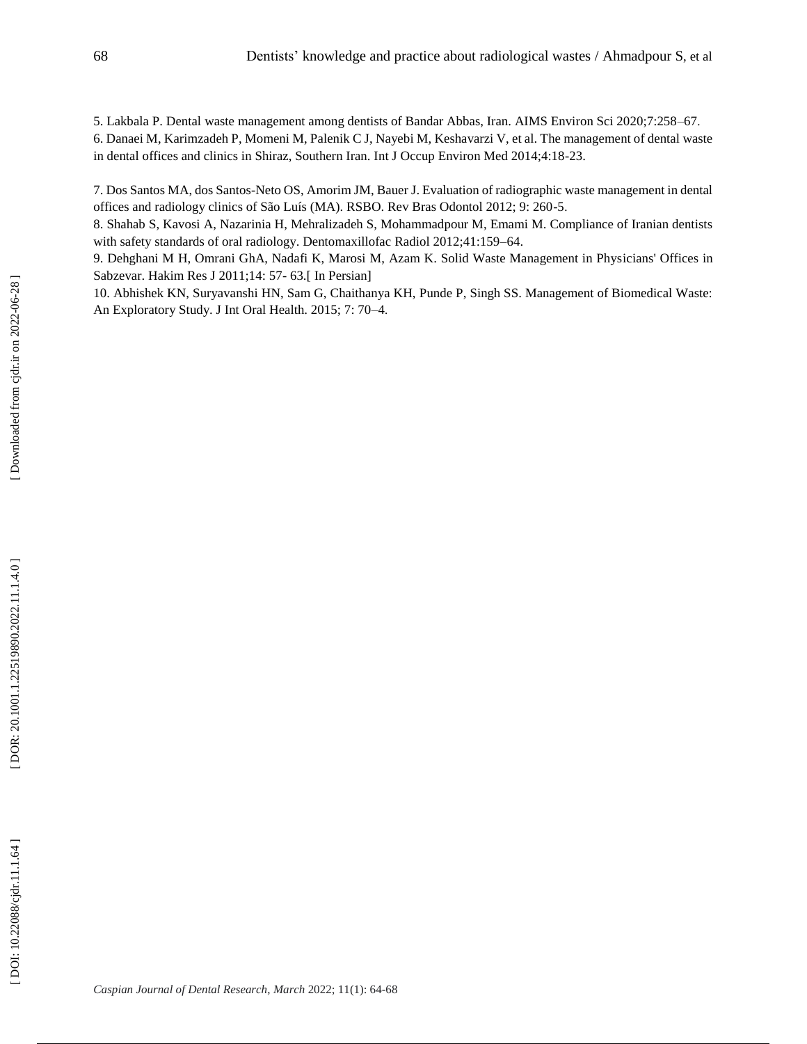5. Lakbala P. Dental waste management among dentists of Bandar Abbas, Iran. AIMS Environ Sci 2020;7:258–67.

6. Danaei M, Karimzadeh P, Momeni M, Palenik C J, Nayebi M, Keshavarzi V, et al. The management of dental waste in dental offices and clinics in Shiraz, Southern Iran. Int J Occup Environ Med 2014;4:18-23.

7. Dos Santos MA, dos Santos-Neto OS, Amorim JM, Bauer J. Evaluation of radiographic waste management in dental offices and radiology clinics of São Luís (MA). RSBO. Rev Bras Odontol 2012; 9: 260-5.

8. Shahab S, Kavosi A, Nazarinia H, Mehralizadeh S, Mohammadpour M, Emami M. Compliance of Iranian dentists with safety standards of oral radiology. Dentomaxillofac Radiol 2012;41:159–64.

9. Dehghani M H, Omrani GhA, Nadafi K, Marosi M, Azam K. Solid Waste Management in Physicians' Offices in Sabzevar. Hakim Res J 2011;14: 57- 63.[ In Persian]

10. Abhishek KN, Suryavanshi HN, Sam G, Chaithanya KH, Punde P, Singh SS. Management of Biomedical Waste: An Exploratory Study. J Int Oral Health. 2015; 7: 70–4.